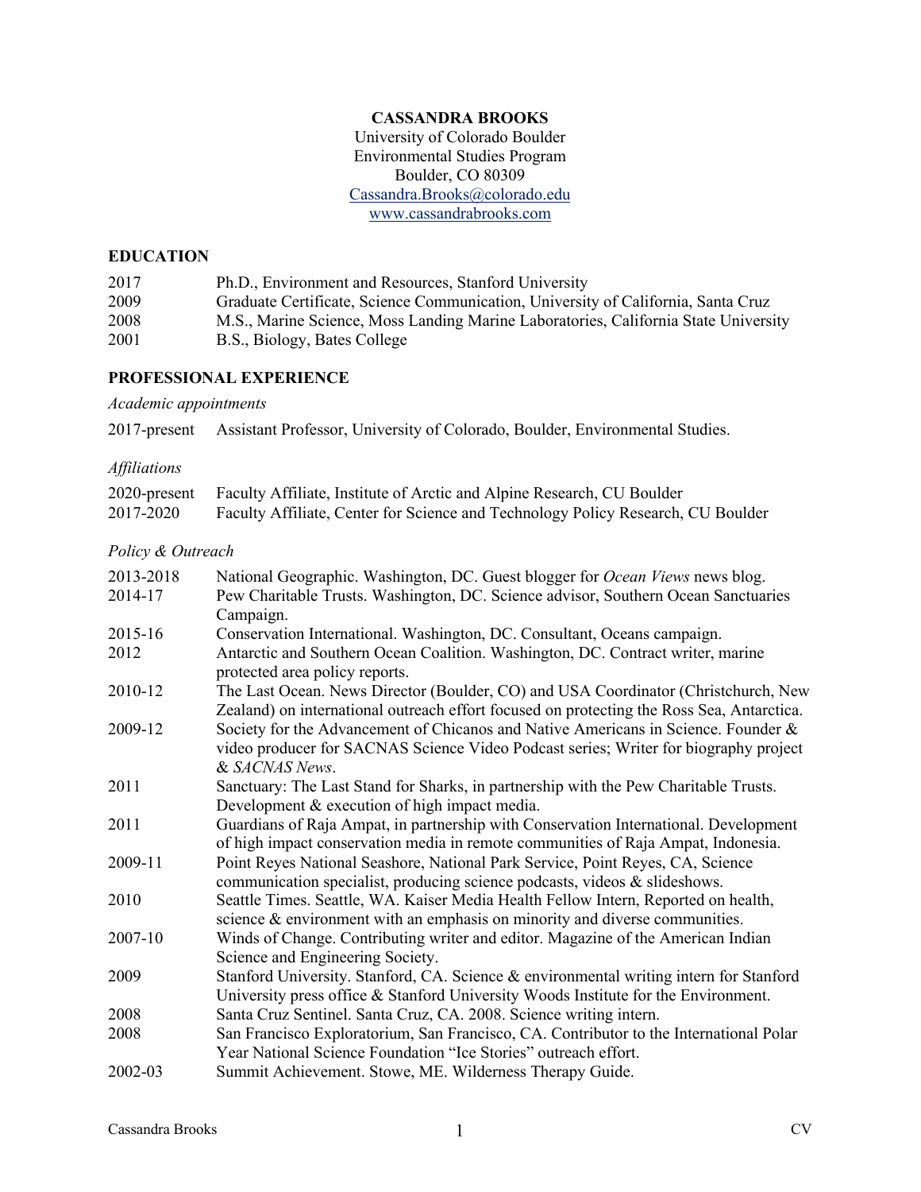**CASSANDRA BROOKS**
University of Colorado Boulder
Environmental Studies Program
Boulder, CO 80309
Cassandra.Brooks@colorado.edu
www.cassandrabrooks.com

## EDUCATION

| | |
|---|---|
| 2017 | Ph.D., Environment and Resources, Stanford University |
| 2009 | Graduate Certificate, Science Communication, University of California, Santa Cruz |
| 2008 | M.S., Marine Science, Moss Landing Marine Laboratories, California State University |
| 2001 | B.S., Biology, Bates College |

## PROFESSIONAL EXPERIENCE

*Academic appointments*

| | |
|---|---|
| 2017-present | Assistant Professor, University of Colorado, Boulder, Environmental Studies. |

*Affiliations*

| | |
|---|---|
| 2020-present | Faculty Affiliate, Institute of Arctic and Alpine Research, CU Boulder |
| 2017-2020 | Faculty Affiliate, Center for Science and Technology Policy Research, CU Boulder |

*Policy & Outreach*

| | |
|---|---|
| 2013-2018 | National Geographic. Washington, DC. Guest blogger for *Ocean Views* news blog. |
| 2014-17 | Pew Charitable Trusts. Washington, DC. Science advisor, Southern Ocean Sanctuaries Campaign. |
| 2015-16 | Conservation International. Washington, DC. Consultant, Oceans campaign. |
| 2012 | Antarctic and Southern Ocean Coalition. Washington, DC. Contract writer, marine protected area policy reports. |
| 2010-12 | The Last Ocean. News Director (Boulder, CO) and USA Coordinator (Christchurch, New Zealand) on international outreach effort focused on protecting the Ross Sea, Antarctica. |
| 2009-12 | Society for the Advancement of Chicanos and Native Americans in Science. Founder & video producer for SACNAS Science Video Podcast series; Writer for biography project & *SACNAS News*. |
| 2011 | Sanctuary: The Last Stand for Sharks, in partnership with the Pew Charitable Trusts. Development & execution of high impact media. |
| 2011 | Guardians of Raja Ampat, in partnership with Conservation International. Development of high impact conservation media in remote communities of Raja Ampat, Indonesia. |
| 2009-11 | Point Reyes National Seashore, National Park Service, Point Reyes, CA, Science communication specialist, producing science podcasts, videos & slideshows. |
| 2010 | Seattle Times. Seattle, WA. Kaiser Media Health Fellow Intern, Reported on health, science & environment with an emphasis on minority and diverse communities. |
| 2007-10 | Winds of Change. Contributing writer and editor. Magazine of the American Indian Science and Engineering Society. |
| 2009 | Stanford University. Stanford, CA. Science & environmental writing intern for Stanford University press office & Stanford University Woods Institute for the Environment. |
| 2008 | Santa Cruz Sentinel. Santa Cruz, CA. 2008. Science writing intern. |
| 2008 | San Francisco Exploratorium, San Francisco, CA. Contributor to the International Polar Year National Science Foundation "Ice Stories" outreach effort. |
| 2002-03 | Summit Achievement. Stowe, ME. Wilderness Therapy Guide. |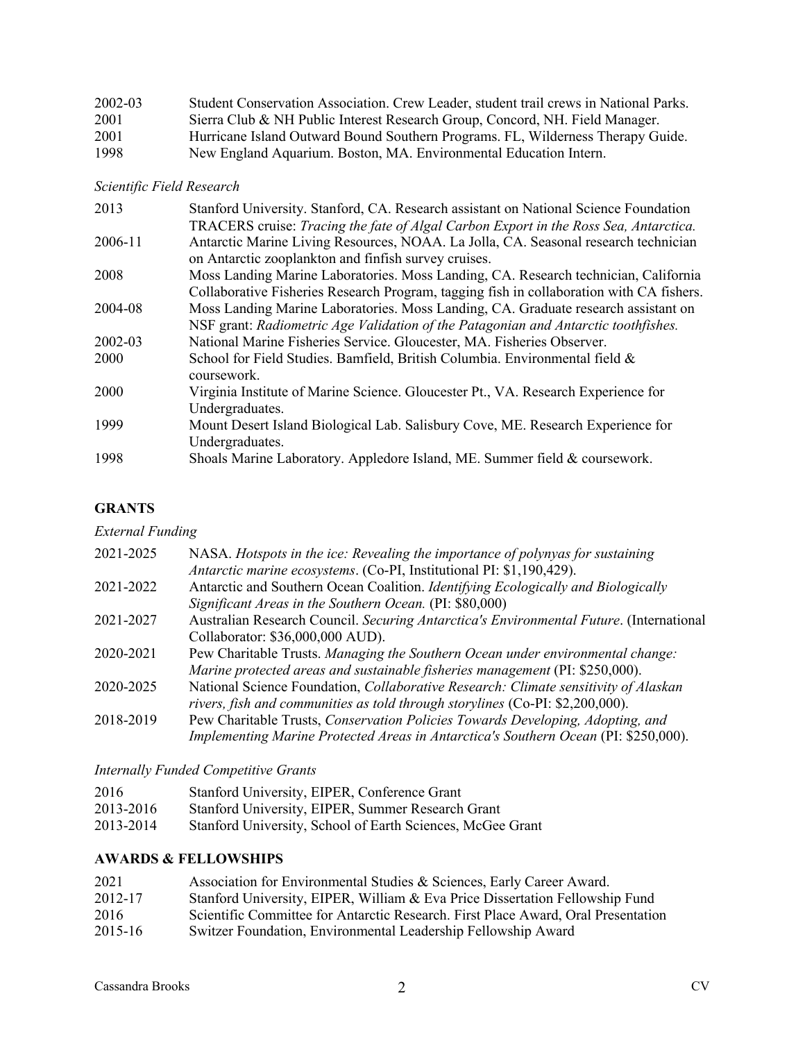| | |
|---|---|
| 2002-03 | Student Conservation Association. Crew Leader, student trail crews in National Parks. |
| 2001 | Sierra Club & NH Public Interest Research Group, Concord, NH. Field Manager. |
| 2001 | Hurricane Island Outward Bound Southern Programs. FL, Wilderness Therapy Guide. |
| 1998 | New England Aquarium. Boston, MA. Environmental Education Intern. |

*Scientific Field Research*

| | |
|---|---|
| 2013 | Stanford University. Stanford, CA. Research assistant on National Science Foundation TRACERS cruise: *Tracing the fate of Algal Carbon Export in the Ross Sea, Antarctica.* |
| 2006-11 | Antarctic Marine Living Resources, NOAA. La Jolla, CA. Seasonal research technician on Antarctic zooplankton and finfish survey cruises. |
| 2008 | Moss Landing Marine Laboratories. Moss Landing, CA. Research technician, California Collaborative Fisheries Research Program, tagging fish in collaboration with CA fishers. |
| 2004-08 | Moss Landing Marine Laboratories. Moss Landing, CA. Graduate research assistant on NSF grant: *Radiometric Age Validation of the Patagonian and Antarctic toothfishes.* |
| 2002-03 | National Marine Fisheries Service. Gloucester, MA. Fisheries Observer. |
| 2000 | School for Field Studies. Bamfield, British Columbia. Environmental field & coursework. |
| 2000 | Virginia Institute of Marine Science. Gloucester Pt., VA. Research Experience for Undergraduates. |
| 1999 | Mount Desert Island Biological Lab. Salisbury Cove, ME. Research Experience for Undergraduates. |
| 1998 | Shoals Marine Laboratory. Appledore Island, ME. Summer field & coursework. |

## GRANTS

*External Funding*

| | |
|---|---|
| 2021-2025 | NASA. *Hotspots in the ice: Revealing the importance of polynyas for sustaining Antarctic marine ecosystems*. (Co-PI, Institutional PI: $1,190,429). |
| 2021-2022 | Antarctic and Southern Ocean Coalition. *Identifying Ecologically and Biologically Significant Areas in the Southern Ocean.* (PI: $80,000) |
| 2021-2027 | Australian Research Council. *Securing Antarctica's Environmental Future*. (International Collaborator: $36,000,000 AUD). |
| 2020-2021 | Pew Charitable Trusts. *Managing the Southern Ocean under environmental change: Marine protected areas and sustainable fisheries management* (PI: $250,000). |
| 2020-2025 | National Science Foundation, *Collaborative Research: Climate sensitivity of Alaskan rivers, fish and communities as told through storylines* (Co-PI: $2,200,000). |
| 2018-2019 | Pew Charitable Trusts, *Conservation Policies Towards Developing, Adopting, and Implementing Marine Protected Areas in Antarctica's Southern Ocean* (PI: $250,000). |

*Internally Funded Competitive Grants*

| | |
|---|---|
| 2016 | Stanford University, EIPER, Conference Grant |
| 2013-2016 | Stanford University, EIPER, Summer Research Grant |
| 2013-2014 | Stanford University, School of Earth Sciences, McGee Grant |

## AWARDS & FELLOWSHIPS

| | |
|---|---|
| 2021 | Association for Environmental Studies & Sciences, Early Career Award. |
| 2012-17 | Stanford University, EIPER, William & Eva Price Dissertation Fellowship Fund |
| 2016 | Scientific Committee for Antarctic Research. First Place Award, Oral Presentation |
| 2015-16 | Switzer Foundation, Environmental Leadership Fellowship Award |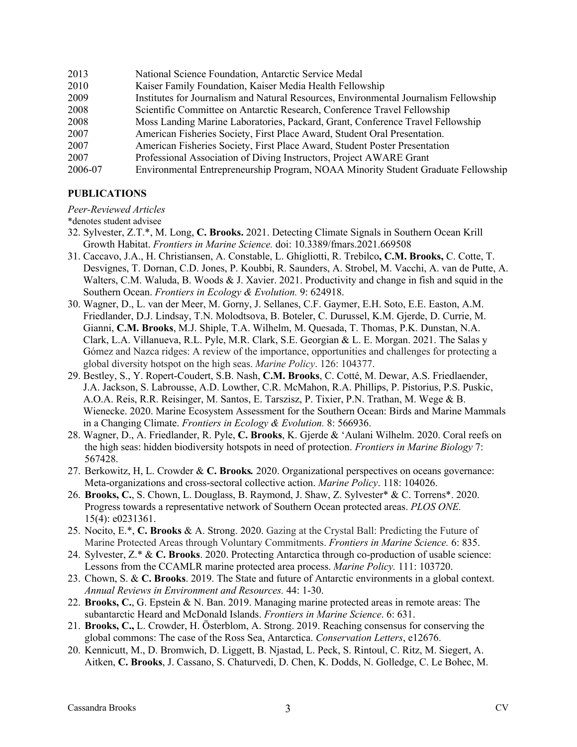| | |
|---|---|
| 2013 | National Science Foundation, Antarctic Service Medal |
| 2010 | Kaiser Family Foundation, Kaiser Media Health Fellowship |
| 2009 | Institutes for Journalism and Natural Resources, Environmental Journalism Fellowship |
| 2008 | Scientific Committee on Antarctic Research, Conference Travel Fellowship |
| 2008 | Moss Landing Marine Laboratories, Packard, Grant, Conference Travel Fellowship |
| 2007 | American Fisheries Society, First Place Award, Student Oral Presentation. |
| 2007 | American Fisheries Society, First Place Award, Student Poster Presentation |
| 2007 | Professional Association of Diving Instructors, Project AWARE Grant |
| 2006-07 | Environmental Entrepreneurship Program, NOAA Minority Student Graduate Fellowship |

## PUBLICATIONS

*Peer-Reviewed Articles*

*denotes student advisee

32. Sylvester, Z.T.*, M. Long, **C. Brooks.** 2021. Detecting Climate Signals in Southern Ocean Krill Growth Habitat. *Frontiers in Marine Science.* doi: 10.3389/fmars.2021.669508
31. Caccavo, J.A., H. Christiansen, A. Constable, L. Ghigliotti, R. Trebilco**, C.M. Brooks,** C. Cotte, T. Desvignes, T. Dornan, C.D. Jones, P. Koubbi, R. Saunders, A. Strobel, M. Vacchi, A. van de Putte, A. Walters, C.M. Waluda, B. Woods & J. Xavier. 2021. Productivity and change in fish and squid in the Southern Ocean. *Frontiers in Ecology & Evolution.* 9: 624918.
30. Wagner, D., L. van der Meer, M. Gorny, J. Sellanes, C.F. Gaymer, E.H. Soto, E.E. Easton, A.M. Friedlander, D.J. Lindsay, T.N. Molodtsova, B. Boteler, C. Durussel, K.M. Gjerde, D. Currie, M. Gianni, **C.M. Brooks**, M.J. Shiple, T.A. Wilhelm, M. Quesada, T. Thomas, P.K. Dunstan, N.A. Clark, L.A. Villanueva, R.L. Pyle, M.R. Clark, S.E. Georgian & L. E. Morgan. 2021. The Salas y Gómez and Nazca ridges: A review of the importance, opportunities and challenges for protecting a global diversity hotspot on the high seas. *Marine Policy*. 126: 104377.
29. Bestley, S., Y. Ropert-Coudert, S.B. Nash, **C.M. Brooks**, C. Cotté, M. Dewar, A.S. Friedlaender, J.A. Jackson, S. Labrousse, A.D. Lowther, C.R. McMahon, R.A. Phillips, P. Pistorius, P.S. Puskic, A.O.A. Reis, R.R. Reisinger, M. Santos, E. Tarszisz, P. Tixier, P.N. Trathan, M. Wege & B. Wienecke. 2020. Marine Ecosystem Assessment for the Southern Ocean: Birds and Marine Mammals in a Changing Climate. *Frontiers in Ecology & Evolution.* 8: 566936.
28. Wagner, D., A. Friedlander, R. Pyle, **C. Brooks**, K. Gjerde & 'Aulani Wilhelm. 2020. Coral reefs on the high seas: hidden biodiversity hotspots in need of protection. *Frontiers in Marine Biology* 7: 567428.
27. Berkowitz, H, L. Crowder & **C. Brooks***.* 2020. Organizational perspectives on oceans governance: Meta-organizations and cross-sectoral collective action. *Marine Policy*. 118: 104026.
26. **Brooks, C.**, S. Chown, L. Douglass, B. Raymond, J. Shaw, Z. Sylvester* & C. Torrens*. 2020. Progress towards a representative network of Southern Ocean protected areas. *PLOS ONE.* 15(4): e0231361.
25. Nocito, E.*, **C. Brooks** & A. Strong. 2020. Gazing at the Crystal Ball: Predicting the Future of Marine Protected Areas through Voluntary Commitments. *Frontiers in Marine Science.* 6: 835.
24. Sylvester, Z.* & **C. Brooks**. 2020. Protecting Antarctica through co-production of usable science: Lessons from the CCAMLR marine protected area process. *Marine Policy.* 111: 103720.
23. Chown, S. & **C. Brooks**. 2019. The State and future of Antarctic environments in a global context. *Annual Reviews in Environment and Resources.* 44: 1-30.
22. **Brooks, C.**, G. Epstein & N. Ban. 2019. Managing marine protected areas in remote areas: The subantarctic Heard and McDonald Islands. *Frontiers in Marine Science*. 6: 631.
21. **Brooks, C.,** L. Crowder, H. Österblom, A. Strong. 2019. Reaching consensus for conserving the global commons: The case of the Ross Sea, Antarctica. *Conservation Letters*, e12676.
20. Kennicutt, M., D. Bromwich, D. Liggett, B. Njastad, L. Peck, S. Rintoul, C. Ritz, M. Siegert, A. Aitken, **C. Brooks**, J. Cassano, S. Chaturvedi, D. Chen, K. Dodds, N. Golledge, C. Le Bohec, M.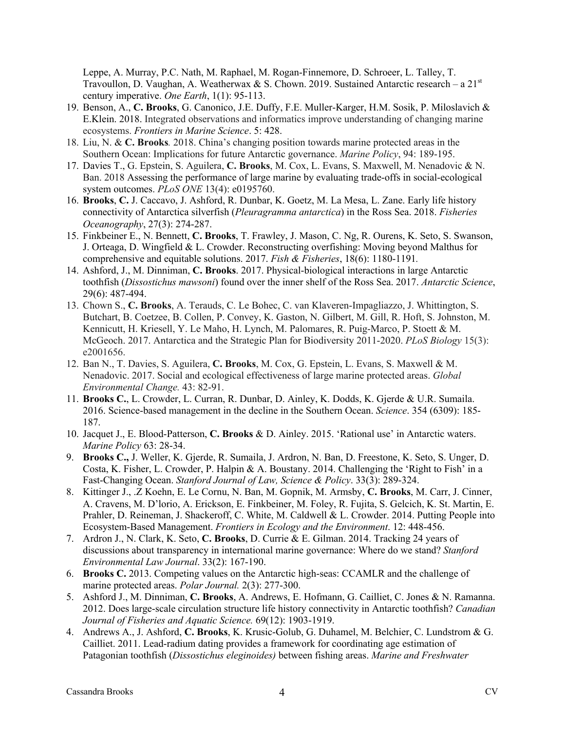Leppe, A. Murray, P.C. Nath, M. Raphael, M. Rogan-Finnemore, D. Schroeer, L. Talley, T. Travoullon, D. Vaughan, A. Weatherwax & S. Chown. 2019. Sustained Antarctic research – a 21st century imperative. *One Earth*, 1(1): 95-113.

19. Benson, A., **C. Brooks**, G. Canonico, J.E. Duffy, F.E. Muller-Karger, H.M. Sosik, P. Miloslavich & E.Klein. 2018. Integrated observations and informatics improve understanding of changing marine ecosystems. *Frontiers in Marine Science*. 5: 428.
18. Liu, N. & **C. Brooks***.* 2018. China's changing position towards marine protected areas in the Southern Ocean: Implications for future Antarctic governance. *Marine Policy*, 94: 189-195.
17. Davies T., G. Epstein, S. Aguilera, **C. Brooks**, M. Cox, L. Evans, S. Maxwell, M. Nenadovic & N. Ban. 2018 Assessing the performance of large marine by evaluating trade-offs in social-ecological system outcomes. *PLoS ONE* 13(4): e0195760.
16. **Brooks**, **C.** J. Caccavo, J. Ashford, R. Dunbar, K. Goetz, M. La Mesa, L. Zane. Early life history connectivity of Antarctica silverfish (*Pleuragramma antarctica*) in the Ross Sea. 2018. *Fisheries Oceanography*, 27(3): 274-287.
15. Finkbeiner E., N. Bennett, **C. Brooks**, T. Frawley, J. Mason, C. Ng, R. Ourens, K. Seto, S. Swanson, J. Orteaga, D. Wingfield & L. Crowder. Reconstructing overfishing: Moving beyond Malthus for comprehensive and equitable solutions. 2017. *Fish & Fisheries*, 18(6): 1180-1191*.*
14. Ashford, J., M. Dinniman, **C. Brooks**. 2017. Physical-biological interactions in large Antarctic toothfish (*Dissostichus mawsoni*) found over the inner shelf of the Ross Sea. 2017. *Antarctic Science*, 29(6): 487-494.
13. Chown S., **C. Brooks**, A. Terauds, C. Le Bohec, C. van Klaveren-Impagliazzo, J. Whittington, S. Butchart, B. Coetzee, B. Collen, P. Convey, K. Gaston, N. Gilbert, M. Gill, R. Hoft, S. Johnston, M. Kennicutt, H. Kriesell, Y. Le Maho, H. Lynch, M. Palomares, R. Puig-Marco, P. Stoett & M. McGeoch. 2017. Antarctica and the Strategic Plan for Biodiversity 2011-2020. *PLoS Biology* 15(3): e2001656.
12. Ban N., T. Davies, S. Aguilera, **C. Brooks**, M. Cox, G. Epstein, L. Evans, S. Maxwell & M. Nenadovic. 2017. Social and ecological effectiveness of large marine protected areas. *Global Environmental Change.* 43: 82-91.
11. **Brooks C.**, L. Crowder, L. Curran, R. Dunbar, D. Ainley, K. Dodds, K. Gjerde & U.R. Sumaila. 2016. Science-based management in the decline in the Southern Ocean. *Science*. 354 (6309): 185-187.
10. Jacquet J., E. Blood-Patterson, **C. Brooks** & D. Ainley. 2015. 'Rational use' in Antarctic waters. *Marine Policy* 63: 28-34.
9. **Brooks C.,** J. Weller, K. Gjerde, R. Sumaila, J. Ardron, N. Ban, D. Freestone, K. Seto, S. Unger, D. Costa, K. Fisher, L. Crowder, P. Halpin & A. Boustany. 2014. Challenging the 'Right to Fish' in a Fast-Changing Ocean. *Stanford Journal of Law, Science & Policy*. 33(3): 289-324.
8. Kittinger J., .Z Koehn, E. Le Cornu, N. Ban, M. Gopnik, M. Armsby, **C. Brooks**, M. Carr, J. Cinner, A. Cravens, M. D'lorio, A. Erickson, E. Finkbeiner, M. Foley, R. Fujita, S. Gelcich, K. St. Martin, E. Prahler, D. Reineman, J. Shackeroff, C. White, M. Caldwell & L. Crowder. 2014. Putting People into Ecosystem-Based Management. *Frontiers in Ecology and the Environment*. 12: 448-456.
7. Ardron J., N. Clark, K. Seto, **C. Brooks**, D. Currie & E. Gilman. 2014. Tracking 24 years of discussions about transparency in international marine governance: Where do we stand? *Stanford Environmental Law Journal*. 33(2): 167-190.
6. **Brooks C.** 2013. Competing values on the Antarctic high-seas: CCAMLR and the challenge of marine protected areas. *Polar Journal.* 2(3): 277-300.
5. Ashford J., M. Dinniman, **C. Brooks**, A. Andrews, E. Hofmann, G. Cailliet, C. Jones & N. Ramanna. 2012. Does large-scale circulation structure life history connectivity in Antarctic toothfish? *Canadian Journal of Fisheries and Aquatic Science.* 69(12): 1903-1919.
4. Andrews A., J. Ashford, **C. Brooks**, K. Krusic-Golub, G. Duhamel, M. Belchier, C. Lundstrom & G. Cailliet. 2011. Lead-radium dating provides a framework for coordinating age estimation of Patagonian toothfish (*Dissostichus eleginoides)* between fishing areas. *Marine and Freshwater*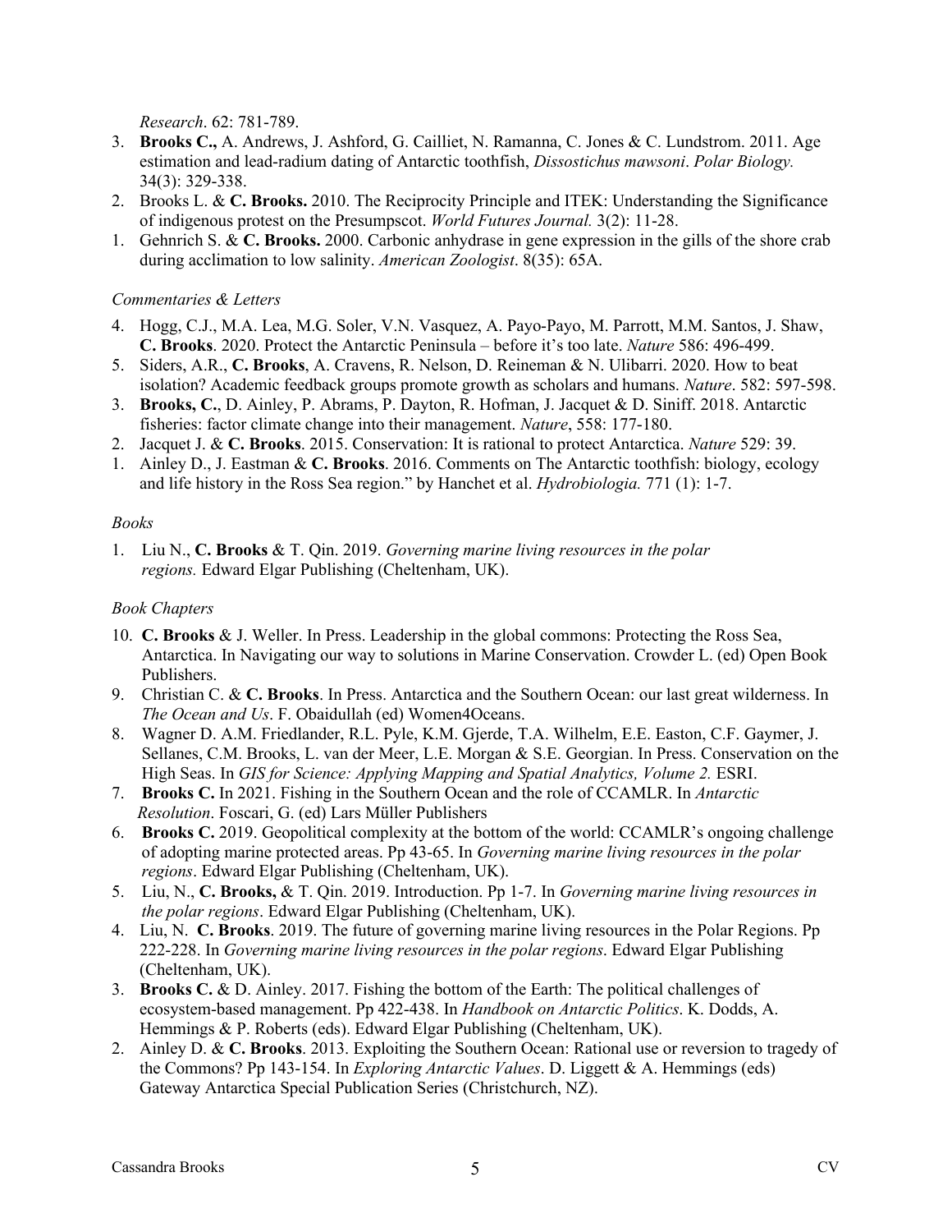*Research*. 62: 781-789.

3. **Brooks C.,** A. Andrews, J. Ashford, G. Cailliet, N. Ramanna, C. Jones & C. Lundstrom. 2011. Age estimation and lead-radium dating of Antarctic toothfish, *Dissostichus mawsoni*. *Polar Biology.* 34(3): 329-338.
2. Brooks L. & **C. Brooks.** 2010. The Reciprocity Principle and ITEK: Understanding the Significance of indigenous protest on the Presumpscot. *World Futures Journal.* 3(2): 11-28.
1. Gehnrich S. & **C. Brooks.** 2000. Carbonic anhydrase in gene expression in the gills of the shore crab during acclimation to low salinity. *American Zoologist*. 8(35): 65A.

*Commentaries & Letters*

4. Hogg, C.J., M.A. Lea, M.G. Soler, V.N. Vasquez, A. Payo-Payo, M. Parrott, M.M. Santos, J. Shaw, **C. Brooks**. 2020. Protect the Antarctic Peninsula – before it's too late. *Nature* 586: 496-499.
5. Siders, A.R., **C. Brooks**, A. Cravens, R. Nelson, D. Reineman & N. Ulibarri. 2020. How to beat isolation? Academic feedback groups promote growth as scholars and humans. *Nature*. 582: 597-598.
3. **Brooks, C.**, D. Ainley, P. Abrams, P. Dayton, R. Hofman, J. Jacquet & D. Siniff. 2018. Antarctic fisheries: factor climate change into their management. *Nature*, 558: 177-180.
2. Jacquet J. & **C. Brooks**. 2015. Conservation: It is rational to protect Antarctica. *Nature* 529: 39.
1. Ainley D., J. Eastman & **C. Brooks**. 2016. Comments on The Antarctic toothfish: biology, ecology and life history in the Ross Sea region." by Hanchet et al. *Hydrobiologia.* 771 (1): 1-7.

*Books*

1. Liu N., **C. Brooks** & T. Qin. 2019. *Governing marine living resources in the polar regions.* Edward Elgar Publishing (Cheltenham, UK).

*Book Chapters*

10. **C. Brooks** & J. Weller. In Press. Leadership in the global commons: Protecting the Ross Sea, Antarctica. In Navigating our way to solutions in Marine Conservation. Crowder L. (ed) Open Book Publishers.
9. Christian C. & **C. Brooks**. In Press. Antarctica and the Southern Ocean: our last great wilderness. In *The Ocean and Us*. F. Obaidullah (ed) Women4Oceans.
8. Wagner D. A.M. Friedlander, R.L. Pyle, K.M. Gjerde, T.A. Wilhelm, E.E. Easton, C.F. Gaymer, J. Sellanes, C.M. Brooks, L. van der Meer, L.E. Morgan & S.E. Georgian. In Press. Conservation on the High Seas. In *GIS for Science: Applying Mapping and Spatial Analytics, Volume 2.* ESRI.
7. **Brooks C.** In 2021. Fishing in the Southern Ocean and the role of CCAMLR. In *Antarctic Resolution*. Foscari, G. (ed) Lars Müller Publishers
6. **Brooks C.** 2019. Geopolitical complexity at the bottom of the world: CCAMLR's ongoing challenge of adopting marine protected areas. Pp 43-65. In *Governing marine living resources in the polar regions*. Edward Elgar Publishing (Cheltenham, UK).
5. Liu, N., **C. Brooks,** & T. Qin. 2019. Introduction. Pp 1-7. In *Governing marine living resources in the polar regions*. Edward Elgar Publishing (Cheltenham, UK).
4. Liu, N. **C. Brooks**. 2019. The future of governing marine living resources in the Polar Regions. Pp 222-228. In *Governing marine living resources in the polar regions*. Edward Elgar Publishing (Cheltenham, UK).
3. **Brooks C.** & D. Ainley. 2017. Fishing the bottom of the Earth: The political challenges of ecosystem-based management. Pp 422-438. In *Handbook on Antarctic Politics*. K. Dodds, A. Hemmings & P. Roberts (eds). Edward Elgar Publishing (Cheltenham, UK).
2. Ainley D. & **C. Brooks**. 2013. Exploiting the Southern Ocean: Rational use or reversion to tragedy of the Commons? Pp 143-154. In *Exploring Antarctic Values*. D. Liggett & A. Hemmings (eds) Gateway Antarctica Special Publication Series (Christchurch, NZ).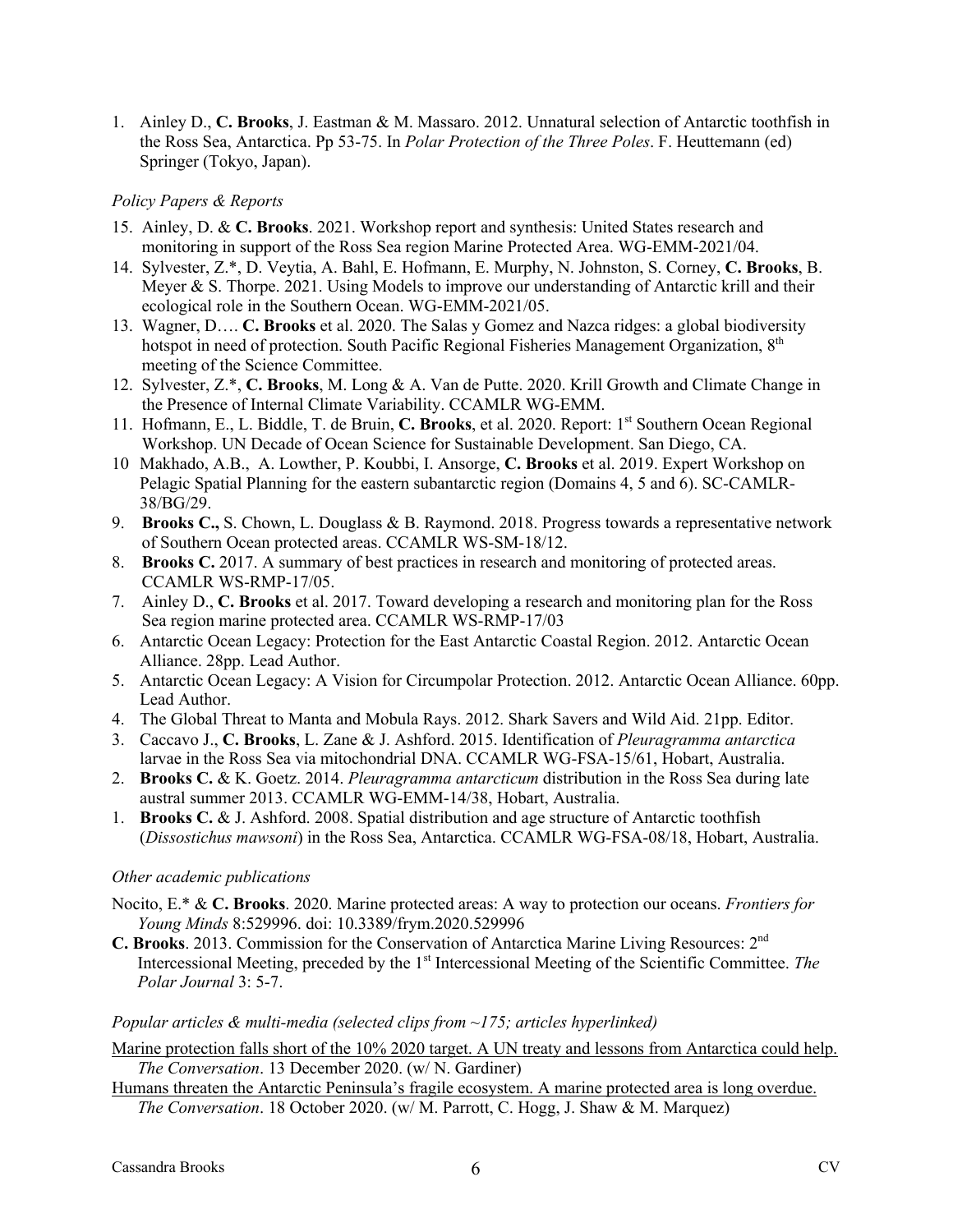1. Ainley D., **C. Brooks**, J. Eastman & M. Massaro. 2012. Unnatural selection of Antarctic toothfish in the Ross Sea, Antarctica. Pp 53-75. In *Polar Protection of the Three Poles*. F. Heuttemann (ed) Springer (Tokyo, Japan).

*Policy Papers & Reports*

15. Ainley, D. & **C. Brooks**. 2021. Workshop report and synthesis: United States research and monitoring in support of the Ross Sea region Marine Protected Area. WG-EMM-2021/04.
14. Sylvester, Z.*, D. Veytia, A. Bahl, E. Hofmann, E. Murphy, N. Johnston, S. Corney, **C. Brooks**, B. Meyer & S. Thorpe. 2021. Using Models to improve our understanding of Antarctic krill and their ecological role in the Southern Ocean. WG-EMM-2021/05.
13. Wagner, D…. **C. Brooks** et al. 2020. The Salas y Gomez and Nazca ridges: a global biodiversity hotspot in need of protection. South Pacific Regional Fisheries Management Organization, 8th meeting of the Science Committee.
12. Sylvester, Z.*, **C. Brooks**, M. Long & A. Van de Putte. 2020. Krill Growth and Climate Change in the Presence of Internal Climate Variability. CCAMLR WG-EMM.
11. Hofmann, E., L. Biddle, T. de Bruin, **C. Brooks**, et al. 2020. Report: 1st Southern Ocean Regional Workshop. UN Decade of Ocean Science for Sustainable Development. San Diego, CA.
10. Makhado, A.B., A. Lowther, P. Koubbi, I. Ansorge, **C. Brooks** et al. 2019. Expert Workshop on Pelagic Spatial Planning for the eastern subantarctic region (Domains 4, 5 and 6). SC-CAMLR-38/BG/29.
9. **Brooks C.,** S. Chown, L. Douglass & B. Raymond. 2018. Progress towards a representative network of Southern Ocean protected areas. CCAMLR WS-SM-18/12.
8. **Brooks C.** 2017. A summary of best practices in research and monitoring of protected areas. CCAMLR WS-RMP-17/05.
7. Ainley D., **C. Brooks** et al. 2017. Toward developing a research and monitoring plan for the Ross Sea region marine protected area. CCAMLR WS-RMP-17/03
6. Antarctic Ocean Legacy: Protection for the East Antarctic Coastal Region. 2012. Antarctic Ocean Alliance. 28pp. Lead Author.
5. Antarctic Ocean Legacy: A Vision for Circumpolar Protection. 2012. Antarctic Ocean Alliance. 60pp. Lead Author.
4. The Global Threat to Manta and Mobula Rays. 2012. Shark Savers and Wild Aid. 21pp. Editor.
3. Caccavo J., **C. Brooks**, L. Zane & J. Ashford. 2015. Identification of *Pleuragramma antarctica* larvae in the Ross Sea via mitochondrial DNA. CCAMLR WG-FSA-15/61, Hobart, Australia.
2. **Brooks C.** & K. Goetz. 2014. *Pleuragramma antarcticum* distribution in the Ross Sea during late austral summer 2013. CCAMLR WG-EMM-14/38, Hobart, Australia.
1. **Brooks C.** & J. Ashford. 2008. Spatial distribution and age structure of Antarctic toothfish (*Dissostichus mawsoni*) in the Ross Sea, Antarctica. CCAMLR WG-FSA-08/18, Hobart, Australia.

*Other academic publications*

Nocito, E.* & **C. Brooks**. 2020. Marine protected areas: A way to protection our oceans. *Frontiers for Young Minds* 8:529996. doi: 10.3389/frym.2020.529996

**C. Brooks**. 2013. Commission for the Conservation of Antarctica Marine Living Resources: 2nd Intercessional Meeting, preceded by the 1st Intercessional Meeting of the Scientific Committee. *The Polar Journal* 3: 5-7.

*Popular articles & multi-media (selected clips from ~175; articles hyperlinked)*

Marine protection falls short of the 10% 2020 target. A UN treaty and lessons from Antarctica could help. *The Conversation*. 13 December 2020. (w/ N. Gardiner)

Humans threaten the Antarctic Peninsula's fragile ecosystem. A marine protected area is long overdue. *The Conversation*. 18 October 2020. (w/ M. Parrott, C. Hogg, J. Shaw & M. Marquez)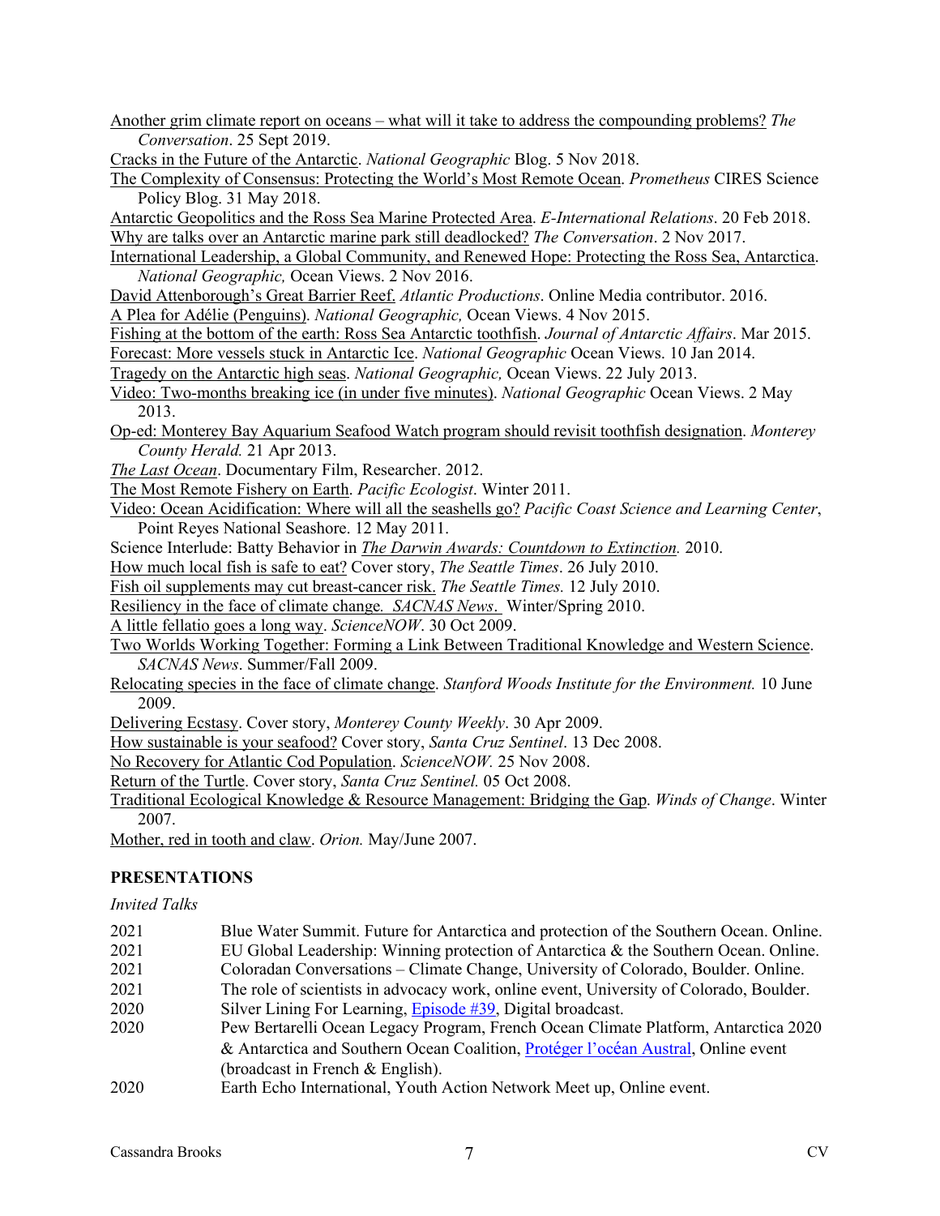Another grim climate report on oceans – what will it take to address the compounding problems? *The Conversation*. 25 Sept 2019.

Cracks in the Future of the Antarctic. *National Geographic* Blog. 5 Nov 2018.

The Complexity of Consensus: Protecting the World's Most Remote Ocean. *Prometheus* CIRES Science Policy Blog. 31 May 2018.

Antarctic Geopolitics and the Ross Sea Marine Protected Area. *E-International Relations*. 20 Feb 2018.

Why are talks over an Antarctic marine park still deadlocked? *The Conversation*. 2 Nov 2017.

International Leadership, a Global Community, and Renewed Hope: Protecting the Ross Sea, Antarctica. *National Geographic,* Ocean Views. 2 Nov 2016.

David Attenborough's Great Barrier Reef. *Atlantic Productions*. Online Media contributor. 2016.

A Plea for Adélie (Penguins). *National Geographic,* Ocean Views. 4 Nov 2015.

Fishing at the bottom of the earth: Ross Sea Antarctic toothfish. *Journal of Antarctic Affairs*. Mar 2015.

Forecast: More vessels stuck in Antarctic Ice. *National Geographic* Ocean Views. 10 Jan 2014.

Tragedy on the Antarctic high seas. *National Geographic,* Ocean Views. 22 July 2013.

Video: Two-months breaking ice (in under five minutes). *National Geographic* Ocean Views. 2 May 2013.

Op-ed: Monterey Bay Aquarium Seafood Watch program should revisit toothfish designation. *Monterey County Herald.* 21 Apr 2013.

*The Last Ocean*. Documentary Film, Researcher. 2012.

The Most Remote Fishery on Earth. *Pacific Ecologist*. Winter 2011.

Video: Ocean Acidification: Where will all the seashells go? *Pacific Coast Science and Learning Center*, Point Reyes National Seashore. 12 May 2011.

Science Interlude: Batty Behavior in *The Darwin Awards: Countdown to Extinction.* 2010.

How much local fish is safe to eat? Cover story, *The Seattle Times*. 26 July 2010.

Fish oil supplements may cut breast-cancer risk. *The Seattle Times.* 12 July 2010.

Resiliency in the face of climate change*. SACNAS News*. Winter/Spring 2010.

A little fellatio goes a long way. *ScienceNOW*. 30 Oct 2009.

Two Worlds Working Together: Forming a Link Between Traditional Knowledge and Western Science. *SACNAS News*. Summer/Fall 2009.

Relocating species in the face of climate change. *Stanford Woods Institute for the Environment.* 10 June 2009.

Delivering Ecstasy. Cover story, *Monterey County Weekly*. 30 Apr 2009.

How sustainable is your seafood? Cover story, *Santa Cruz Sentinel*. 13 Dec 2008.

No Recovery for Atlantic Cod Population. *ScienceNOW.* 25 Nov 2008.

Return of the Turtle. Cover story, *Santa Cruz Sentinel.* 05 Oct 2008.

Traditional Ecological Knowledge & Resource Management: Bridging the Gap. *Winds of Change*. Winter 2007.

Mother, red in tooth and claw. *Orion.* May/June 2007.

## PRESENTATIONS

*Invited Talks*

| | |
|---|---|
| 2021 | Blue Water Summit. Future for Antarctica and protection of the Southern Ocean. Online. |
| 2021 | EU Global Leadership: Winning protection of Antarctica & the Southern Ocean. Online. |
| 2021 | Coloradan Conversations – Climate Change, University of Colorado, Boulder. Online. |
| 2021 | The role of scientists in advocacy work, online event, University of Colorado, Boulder. |
| 2020 | Silver Lining For Learning, Episode #39, Digital broadcast. |
| 2020 | Pew Bertarelli Ocean Legacy Program, French Ocean Climate Platform, Antarctica 2020 & Antarctica and Southern Ocean Coalition, Protéger l'océan Austral, Online event (broadcast in French & English). |
| 2020 | Earth Echo International, Youth Action Network Meet up, Online event. |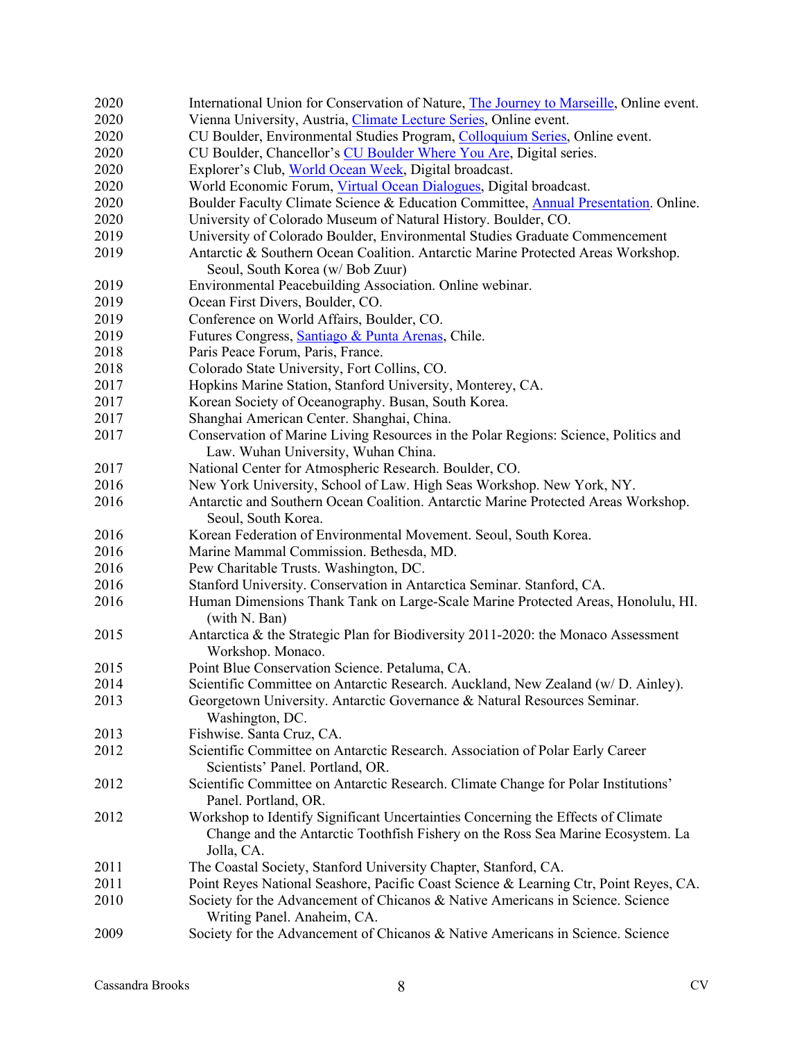2020 International Union for Conservation of Nature, The Journey to Marseille, Online event.
2020 Vienna University, Austria, Climate Lecture Series, Online event.
2020 CU Boulder, Environmental Studies Program, Colloquium Series, Online event.
2020 CU Boulder, Chancellor's CU Boulder Where You Are, Digital series.
2020 Explorer's Club, World Ocean Week, Digital broadcast.
2020 World Economic Forum, Virtual Ocean Dialogues, Digital broadcast.
2020 Boulder Faculty Climate Science & Education Committee, Annual Presentation. Online.
2020 University of Colorado Museum of Natural History. Boulder, CO.
2019 University of Colorado Boulder, Environmental Studies Graduate Commencement
2019 Antarctic & Southern Ocean Coalition. Antarctic Marine Protected Areas Workshop. Seoul, South Korea (w/ Bob Zuur)
2019 Environmental Peacebuilding Association. Online webinar.
2019 Ocean First Divers, Boulder, CO.
2019 Conference on World Affairs, Boulder, CO.
2019 Futures Congress, Santiago & Punta Arenas, Chile.
2018 Paris Peace Forum, Paris, France.
2018 Colorado State University, Fort Collins, CO.
2017 Hopkins Marine Station, Stanford University, Monterey, CA.
2017 Korean Society of Oceanography. Busan, South Korea.
2017 Shanghai American Center. Shanghai, China.
2017 Conservation of Marine Living Resources in the Polar Regions: Science, Politics and Law. Wuhan University, Wuhan China.
2017 National Center for Atmospheric Research. Boulder, CO.
2016 New York University, School of Law. High Seas Workshop. New York, NY.
2016 Antarctic and Southern Ocean Coalition. Antarctic Marine Protected Areas Workshop. Seoul, South Korea.
2016 Korean Federation of Environmental Movement. Seoul, South Korea.
2016 Marine Mammal Commission. Bethesda, MD.
2016 Pew Charitable Trusts. Washington, DC.
2016 Stanford University. Conservation in Antarctica Seminar. Stanford, CA.
2016 Human Dimensions Thank Tank on Large-Scale Marine Protected Areas, Honolulu, HI. (with N. Ban)
2015 Antarctica & the Strategic Plan for Biodiversity 2011-2020: the Monaco Assessment Workshop. Monaco.
2015 Point Blue Conservation Science. Petaluma, CA.
2014 Scientific Committee on Antarctic Research. Auckland, New Zealand (w/ D. Ainley).
2013 Georgetown University. Antarctic Governance & Natural Resources Seminar. Washington, DC.
2013 Fishwise. Santa Cruz, CA.
2012 Scientific Committee on Antarctic Research. Association of Polar Early Career Scientists' Panel. Portland, OR.
2012 Scientific Committee on Antarctic Research. Climate Change for Polar Institutions' Panel. Portland, OR.
2012 Workshop to Identify Significant Uncertainties Concerning the Effects of Climate Change and the Antarctic Toothfish Fishery on the Ross Sea Marine Ecosystem. La Jolla, CA.
2011 The Coastal Society, Stanford University Chapter, Stanford, CA.
2011 Point Reyes National Seashore, Pacific Coast Science & Learning Ctr, Point Reyes, CA.
2010 Society for the Advancement of Chicanos & Native Americans in Science. Science Writing Panel. Anaheim, CA.
2009 Society for the Advancement of Chicanos & Native Americans in Science. Science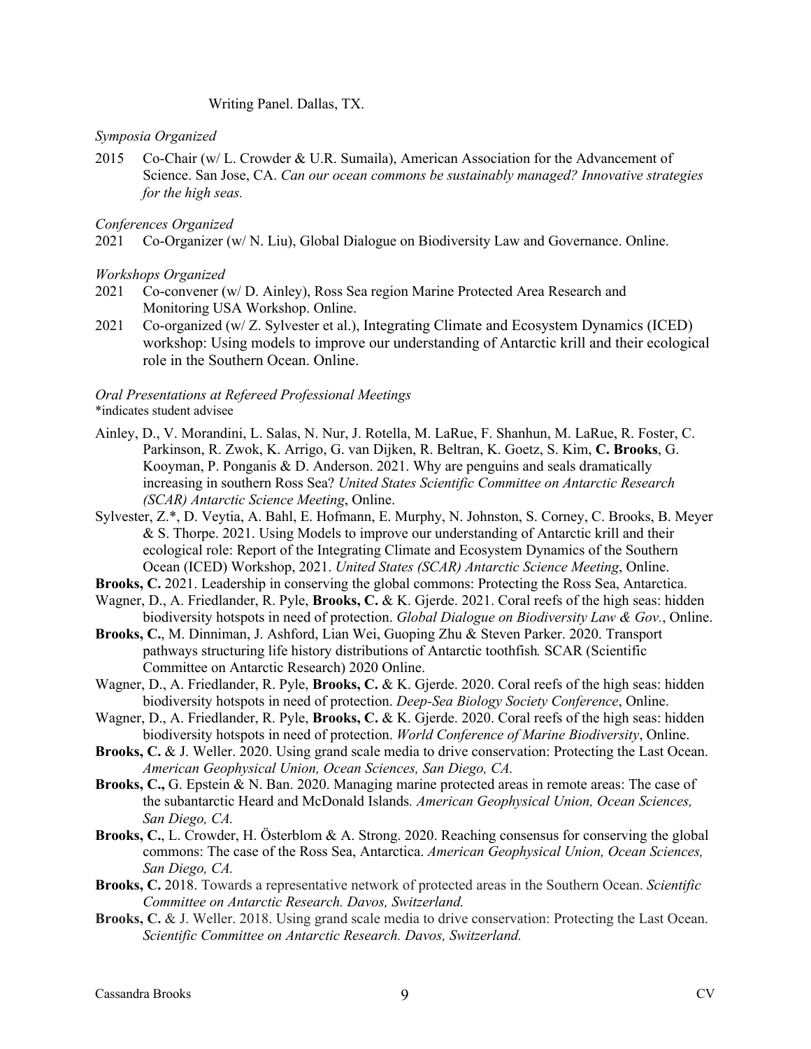Writing Panel. Dallas, TX.

*Symposia Organized*

2015 Co-Chair (w/ L. Crowder & U.R. Sumaila), American Association for the Advancement of Science. San Jose, CA. *Can our ocean commons be sustainably managed? Innovative strategies for the high seas.*

*Conferences Organized*

2021 Co-Organizer (w/ N. Liu), Global Dialogue on Biodiversity Law and Governance. Online.

*Workshops Organized*

2021 Co-convener (w/ D. Ainley), Ross Sea region Marine Protected Area Research and Monitoring USA Workshop. Online.

2021 Co-organized (w/ Z. Sylvester et al.), Integrating Climate and Ecosystem Dynamics (ICED) workshop: Using models to improve our understanding of Antarctic krill and their ecological role in the Southern Ocean. Online.

*Oral Presentations at Refereed Professional Meetings*
*indicates student advisee

Ainley, D., V. Morandini, L. Salas, N. Nur, J. Rotella, M. LaRue, F. Shanhun, M. LaRue, R. Foster, C. Parkinson, R. Zwok, K. Arrigo, G. van Dijken, R. Beltran, K. Goetz, S. Kim, **C. Brooks**, G. Kooyman, P. Ponganis & D. Anderson. 2021. Why are penguins and seals dramatically increasing in southern Ross Sea? *United States Scientific Committee on Antarctic Research (SCAR) Antarctic Science Meeting*, Online.

Sylvester, Z.*, D. Veytia, A. Bahl, E. Hofmann, E. Murphy, N. Johnston, S. Corney, C. Brooks, B. Meyer & S. Thorpe. 2021. Using Models to improve our understanding of Antarctic krill and their ecological role: Report of the Integrating Climate and Ecosystem Dynamics of the Southern Ocean (ICED) Workshop, 2021. *United States (SCAR) Antarctic Science Meeting*, Online.

**Brooks, C.** 2021. Leadership in conserving the global commons: Protecting the Ross Sea, Antarctica.

Wagner, D., A. Friedlander, R. Pyle, **Brooks, C.** & K. Gjerde. 2021. Coral reefs of the high seas: hidden biodiversity hotspots in need of protection. *Global Dialogue on Biodiversity Law & Gov.*, Online.

**Brooks, C.**, M. Dinniman, J. Ashford, Lian Wei, Guoping Zhu & Steven Parker. 2020. Transport pathways structuring life history distributions of Antarctic toothfish*.* SCAR (Scientific Committee on Antarctic Research) 2020 Online.

Wagner, D., A. Friedlander, R. Pyle, **Brooks, C.** & K. Gjerde. 2020. Coral reefs of the high seas: hidden biodiversity hotspots in need of protection. *Deep-Sea Biology Society Conference*, Online.

Wagner, D., A. Friedlander, R. Pyle, **Brooks, C.** & K. Gjerde. 2020. Coral reefs of the high seas: hidden biodiversity hotspots in need of protection. *World Conference of Marine Biodiversity*, Online.

**Brooks, C.** & J. Weller. 2020. Using grand scale media to drive conservation: Protecting the Last Ocean. *American Geophysical Union, Ocean Sciences, San Diego, CA.*

**Brooks, C.,** G. Epstein & N. Ban. 2020. Managing marine protected areas in remote areas: The case of the subantarctic Heard and McDonald Islands*. American Geophysical Union, Ocean Sciences, San Diego, CA.*

**Brooks, C.**, L. Crowder, H. Österblom & A. Strong. 2020. Reaching consensus for conserving the global commons: The case of the Ross Sea, Antarctica. *American Geophysical Union, Ocean Sciences, San Diego, CA.*

**Brooks, C.** 2018. Towards a representative network of protected areas in the Southern Ocean. *Scientific Committee on Antarctic Research. Davos, Switzerland.*

**Brooks, C.** & J. Weller. 2018. Using grand scale media to drive conservation: Protecting the Last Ocean. *Scientific Committee on Antarctic Research. Davos, Switzerland.*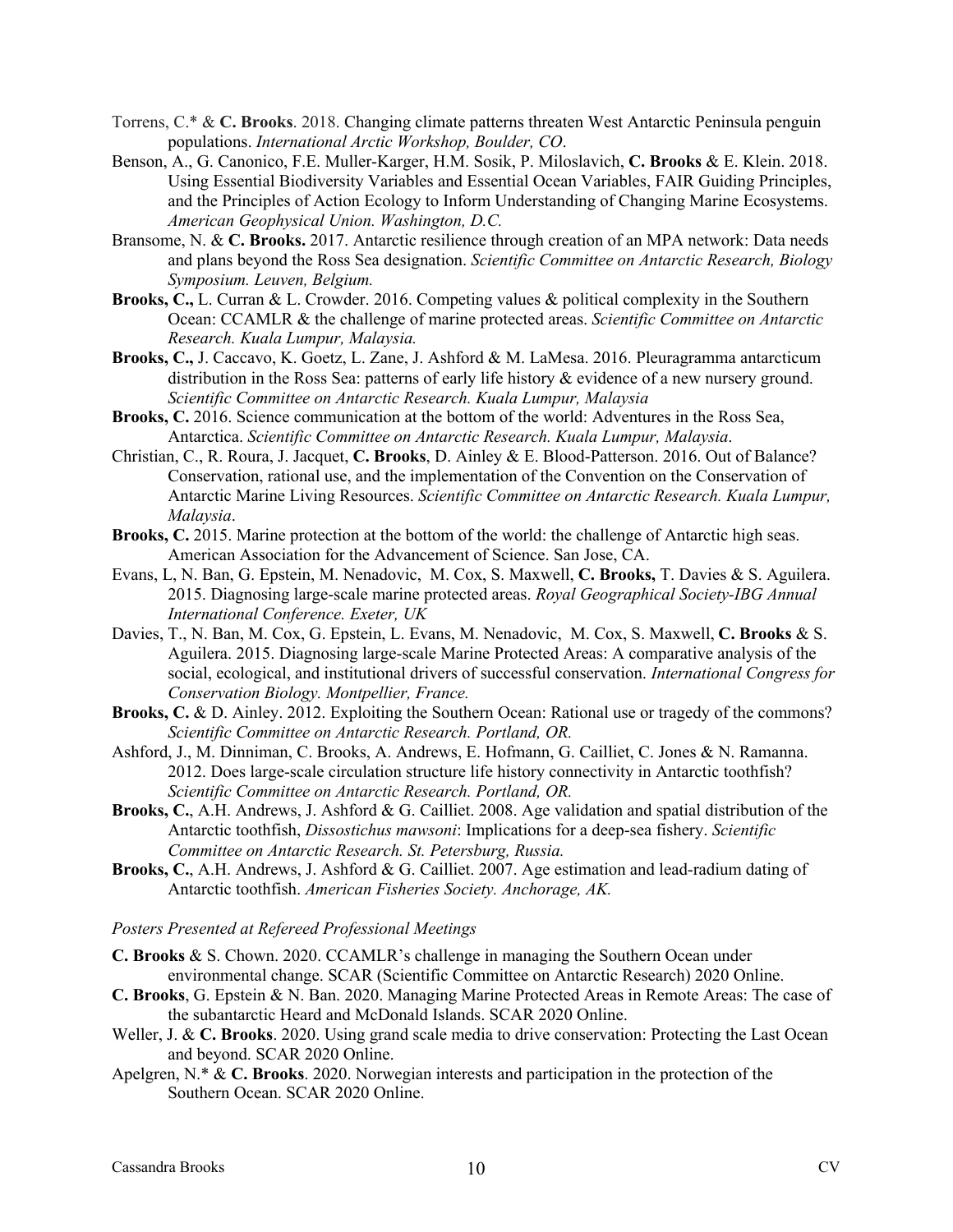Torrens, C.* & **C. Brooks**. 2018. Changing climate patterns threaten West Antarctic Peninsula penguin populations. *International Arctic Workshop, Boulder, CO*.

Benson, A., G. Canonico, F.E. Muller-Karger, H.M. Sosik, P. Miloslavich, **C. Brooks** & E. Klein. 2018. Using Essential Biodiversity Variables and Essential Ocean Variables, FAIR Guiding Principles, and the Principles of Action Ecology to Inform Understanding of Changing Marine Ecosystems. *American Geophysical Union. Washington, D.C.*

Bransome, N. & **C. Brooks.** 2017. Antarctic resilience through creation of an MPA network: Data needs and plans beyond the Ross Sea designation. *Scientific Committee on Antarctic Research, Biology Symposium. Leuven, Belgium.*

**Brooks, C.,** L. Curran & L. Crowder. 2016. Competing values & political complexity in the Southern Ocean: CCAMLR & the challenge of marine protected areas. *Scientific Committee on Antarctic Research. Kuala Lumpur, Malaysia.*

**Brooks, C.,** J. Caccavo, K. Goetz, L. Zane, J. Ashford & M. LaMesa. 2016. Pleuragramma antarcticum distribution in the Ross Sea: patterns of early life history & evidence of a new nursery ground. *Scientific Committee on Antarctic Research. Kuala Lumpur, Malaysia*

**Brooks, C.** 2016. Science communication at the bottom of the world: Adventures in the Ross Sea, Antarctica. *Scientific Committee on Antarctic Research. Kuala Lumpur, Malaysia*.

Christian, C., R. Roura, J. Jacquet, **C. Brooks**, D. Ainley & E. Blood-Patterson. 2016. Out of Balance? Conservation, rational use, and the implementation of the Convention on the Conservation of Antarctic Marine Living Resources. *Scientific Committee on Antarctic Research. Kuala Lumpur, Malaysia*.

**Brooks, C.** 2015. Marine protection at the bottom of the world: the challenge of Antarctic high seas. American Association for the Advancement of Science. San Jose, CA.

Evans, L, N. Ban, G. Epstein, M. Nenadovic, M. Cox, S. Maxwell, **C. Brooks,** T. Davies & S. Aguilera. 2015. Diagnosing large-scale marine protected areas. *Royal Geographical Society-IBG Annual International Conference. Exeter, UK*

Davies, T., N. Ban, M. Cox, G. Epstein, L. Evans, M. Nenadovic, M. Cox, S. Maxwell, **C. Brooks** & S. Aguilera. 2015. Diagnosing large-scale Marine Protected Areas: A comparative analysis of the social, ecological, and institutional drivers of successful conservation. *International Congress for Conservation Biology. Montpellier, France.*

**Brooks, C.** & D. Ainley. 2012. Exploiting the Southern Ocean: Rational use or tragedy of the commons? *Scientific Committee on Antarctic Research. Portland, OR.*

Ashford, J., M. Dinniman, C. Brooks, A. Andrews, E. Hofmann, G. Cailliet, C. Jones & N. Ramanna. 2012. Does large-scale circulation structure life history connectivity in Antarctic toothfish? *Scientific Committee on Antarctic Research. Portland, OR.*

**Brooks, C.**, A.H. Andrews, J. Ashford & G. Cailliet. 2008. Age validation and spatial distribution of the Antarctic toothfish, *Dissostichus mawsoni*: Implications for a deep-sea fishery. *Scientific Committee on Antarctic Research. St. Petersburg, Russia.*

**Brooks, C.**, A.H. Andrews, J. Ashford & G. Cailliet. 2007. Age estimation and lead-radium dating of Antarctic toothfish. *American Fisheries Society. Anchorage, AK.*

*Posters Presented at Refereed Professional Meetings*

**C. Brooks** & S. Chown. 2020. CCAMLR's challenge in managing the Southern Ocean under environmental change. SCAR (Scientific Committee on Antarctic Research) 2020 Online.

**C. Brooks**, G. Epstein & N. Ban. 2020. Managing Marine Protected Areas in Remote Areas: The case of the subantarctic Heard and McDonald Islands. SCAR 2020 Online.

Weller, J. & **C. Brooks**. 2020. Using grand scale media to drive conservation: Protecting the Last Ocean and beyond. SCAR 2020 Online.

Apelgren, N.* & **C. Brooks**. 2020. Norwegian interests and participation in the protection of the Southern Ocean. SCAR 2020 Online.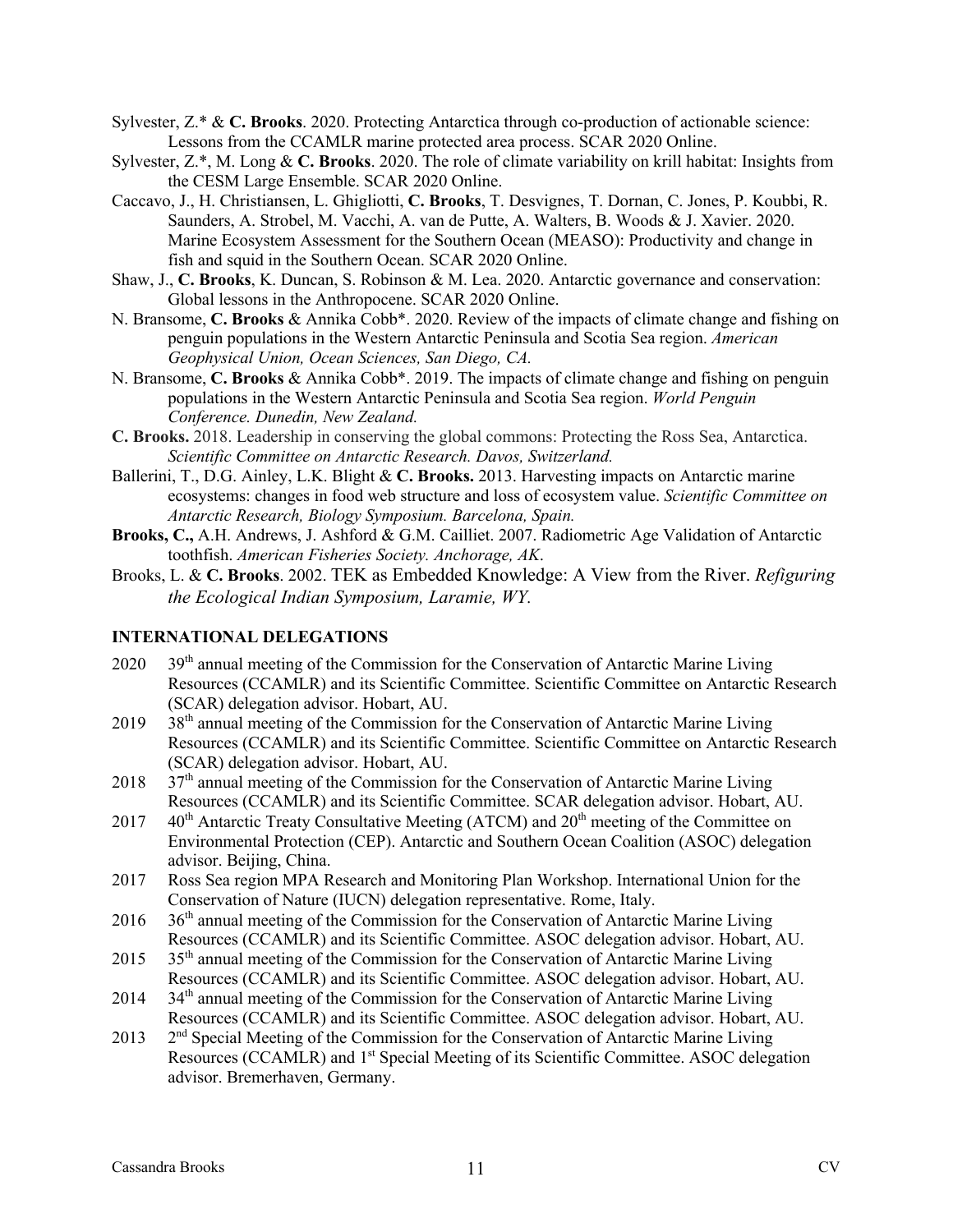Sylvester, Z.* & **C. Brooks**. 2020. Protecting Antarctica through co-production of actionable science: Lessons from the CCAMLR marine protected area process. SCAR 2020 Online.

Sylvester, Z.*, M. Long & **C. Brooks**. 2020. The role of climate variability on krill habitat: Insights from the CESM Large Ensemble. SCAR 2020 Online.

Caccavo, J., H. Christiansen, L. Ghigliotti, **C. Brooks**, T. Desvignes, T. Dornan, C. Jones, P. Koubbi, R. Saunders, A. Strobel, M. Vacchi, A. van de Putte, A. Walters, B. Woods & J. Xavier. 2020. Marine Ecosystem Assessment for the Southern Ocean (MEASO): Productivity and change in fish and squid in the Southern Ocean. SCAR 2020 Online.

Shaw, J., **C. Brooks**, K. Duncan, S. Robinson & M. Lea. 2020. Antarctic governance and conservation: Global lessons in the Anthropocene. SCAR 2020 Online.

N. Bransome, **C. Brooks** & Annika Cobb*. 2020. Review of the impacts of climate change and fishing on penguin populations in the Western Antarctic Peninsula and Scotia Sea region. *American Geophysical Union, Ocean Sciences, San Diego, CA.*

N. Bransome, **C. Brooks** & Annika Cobb*. 2019. The impacts of climate change and fishing on penguin populations in the Western Antarctic Peninsula and Scotia Sea region. *World Penguin Conference. Dunedin, New Zealand.*

**C. Brooks.** 2018. Leadership in conserving the global commons: Protecting the Ross Sea, Antarctica. *Scientific Committee on Antarctic Research. Davos, Switzerland.*

Ballerini, T., D.G. Ainley, L.K. Blight & **C. Brooks.** 2013. Harvesting impacts on Antarctic marine ecosystems: changes in food web structure and loss of ecosystem value. *Scientific Committee on Antarctic Research, Biology Symposium. Barcelona, Spain.*

**Brooks, C.,** A.H. Andrews, J. Ashford & G.M. Cailliet. 2007. Radiometric Age Validation of Antarctic toothfish. *American Fisheries Society. Anchorage, AK*.

Brooks, L. & **C. Brooks**. 2002. TEK as Embedded Knowledge: A View from the River. *Refiguring the Ecological Indian Symposium, Laramie, WY.*

## INTERNATIONAL DELEGATIONS

2020 39th annual meeting of the Commission for the Conservation of Antarctic Marine Living Resources (CCAMLR) and its Scientific Committee. Scientific Committee on Antarctic Research (SCAR) delegation advisor. Hobart, AU.

2019 38th annual meeting of the Commission for the Conservation of Antarctic Marine Living Resources (CCAMLR) and its Scientific Committee. Scientific Committee on Antarctic Research (SCAR) delegation advisor. Hobart, AU.

2018 37th annual meeting of the Commission for the Conservation of Antarctic Marine Living Resources (CCAMLR) and its Scientific Committee. SCAR delegation advisor. Hobart, AU.

2017 40th Antarctic Treaty Consultative Meeting (ATCM) and 20th meeting of the Committee on Environmental Protection (CEP). Antarctic and Southern Ocean Coalition (ASOC) delegation advisor. Beijing, China.

2017 Ross Sea region MPA Research and Monitoring Plan Workshop. International Union for the Conservation of Nature (IUCN) delegation representative. Rome, Italy.

2016 36th annual meeting of the Commission for the Conservation of Antarctic Marine Living Resources (CCAMLR) and its Scientific Committee. ASOC delegation advisor. Hobart, AU.

2015 35th annual meeting of the Commission for the Conservation of Antarctic Marine Living Resources (CCAMLR) and its Scientific Committee. ASOC delegation advisor. Hobart, AU.

2014 34th annual meeting of the Commission for the Conservation of Antarctic Marine Living Resources (CCAMLR) and its Scientific Committee. ASOC delegation advisor. Hobart, AU.

2013 2nd Special Meeting of the Commission for the Conservation of Antarctic Marine Living Resources (CCAMLR) and 1st Special Meeting of its Scientific Committee. ASOC delegation advisor. Bremerhaven, Germany.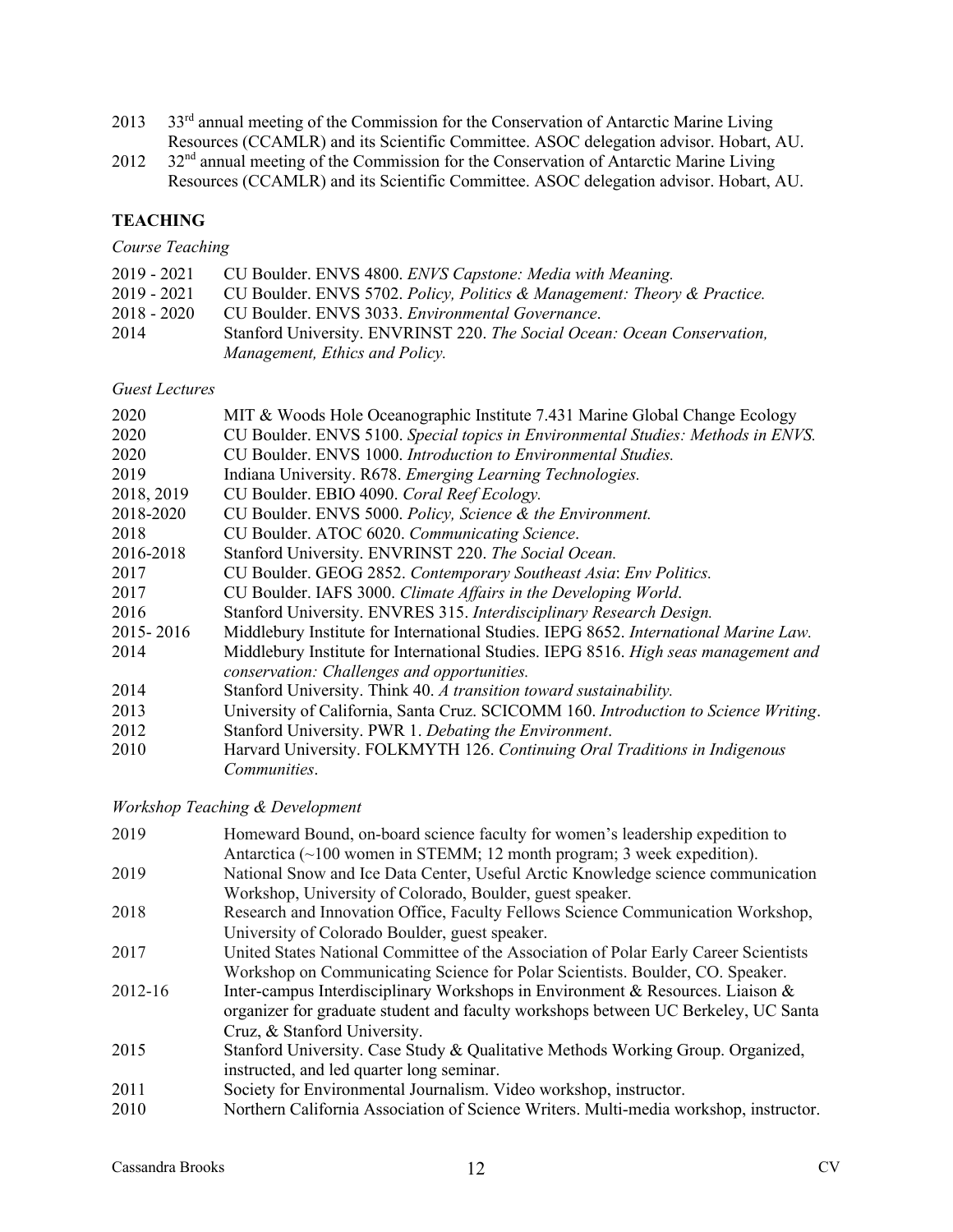2013 33rd annual meeting of the Commission for the Conservation of Antarctic Marine Living Resources (CCAMLR) and its Scientific Committee. ASOC delegation advisor. Hobart, AU.

2012 32nd annual meeting of the Commission for the Conservation of Antarctic Marine Living Resources (CCAMLR) and its Scientific Committee. ASOC delegation advisor. Hobart, AU.

## TEACHING

*Course Teaching*

2019 - 2021 CU Boulder. ENVS 4800. *ENVS Capstone: Media with Meaning.*

2019 - 2021 CU Boulder. ENVS 5702. *Policy, Politics & Management: Theory & Practice.*

2018 - 2020 CU Boulder. ENVS 3033. *Environmental Governance*.

2014 Stanford University. ENVRINST 220. *The Social Ocean: Ocean Conservation, Management, Ethics and Policy.*

*Guest Lectures*

2020 MIT & Woods Hole Oceanographic Institute 7.431 Marine Global Change Ecology

2020 CU Boulder. ENVS 5100. *Special topics in Environmental Studies: Methods in ENVS.*

2020 CU Boulder. ENVS 1000. *Introduction to Environmental Studies.*

2019 Indiana University. R678. *Emerging Learning Technologies.*

2018, 2019 CU Boulder. EBIO 4090. *Coral Reef Ecology.*

2018-2020 CU Boulder. ENVS 5000. *Policy, Science & the Environment.*

2018 CU Boulder. ATOC 6020. *Communicating Science*.

2016-2018 Stanford University. ENVRINST 220. *The Social Ocean.*

2017 CU Boulder. GEOG 2852. *Contemporary Southeast Asia*: *Env Politics.*

2017 CU Boulder. IAFS 3000. *Climate Affairs in the Developing World*.

2016 Stanford University. ENVRES 315. *Interdisciplinary Research Design.*

2015- 2016 Middlebury Institute for International Studies. IEPG 8652. *International Marine Law.*

2014 Middlebury Institute for International Studies. IEPG 8516. *High seas management and conservation: Challenges and opportunities.*

2014 Stanford University. Think 40. *A transition toward sustainability.*

2013 University of California, Santa Cruz. SCICOMM 160. *Introduction to Science Writing*.

2012 Stanford University. PWR 1. *Debating the Environment*.

2010 Harvard University. FOLKMYTH 126. *Continuing Oral Traditions in Indigenous Communities*.

*Workshop Teaching & Development*

2019 Homeward Bound, on-board science faculty for women's leadership expedition to Antarctica (~100 women in STEMM; 12 month program; 3 week expedition).

2019 National Snow and Ice Data Center, Useful Arctic Knowledge science communication Workshop, University of Colorado, Boulder, guest speaker.

2018 Research and Innovation Office, Faculty Fellows Science Communication Workshop, University of Colorado Boulder, guest speaker.

2017 United States National Committee of the Association of Polar Early Career Scientists Workshop on Communicating Science for Polar Scientists. Boulder, CO. Speaker.

2012-16 Inter-campus Interdisciplinary Workshops in Environment & Resources. Liaison & organizer for graduate student and faculty workshops between UC Berkeley, UC Santa Cruz, & Stanford University.

2015 Stanford University. Case Study & Qualitative Methods Working Group. Organized, instructed, and led quarter long seminar.

2011 Society for Environmental Journalism. Video workshop, instructor.

2010 Northern California Association of Science Writers. Multi-media workshop, instructor.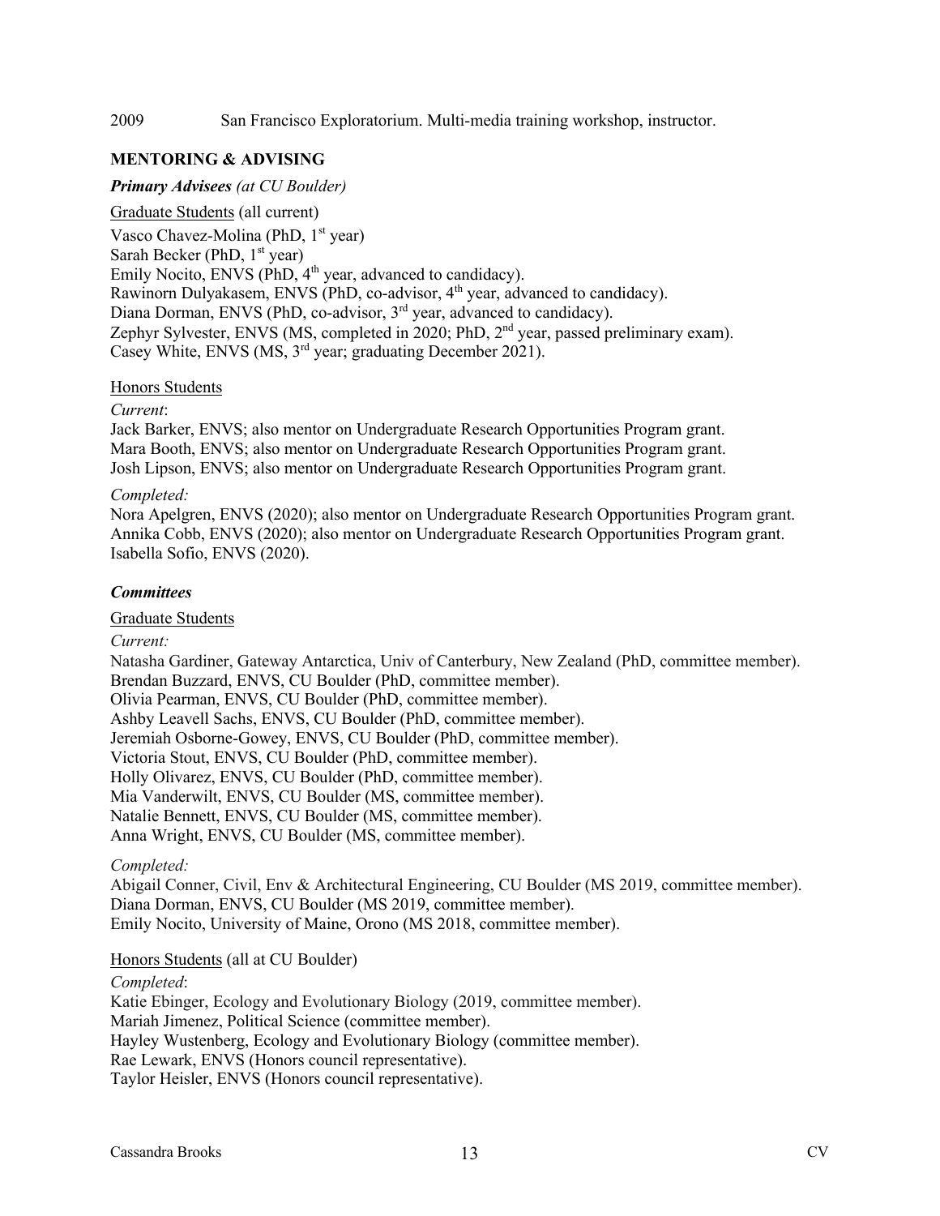2009 San Francisco Exploratorium. Multi-media training workshop, instructor.

## MENTORING & ADVISING

### ***Primary Advisees*** *(at CU Boulder)*

Graduate Students (all current)

Vasco Chavez-Molina (PhD, 1st year)
Sarah Becker (PhD, 1st year)
Emily Nocito, ENVS (PhD, 4th year, advanced to candidacy).
Rawinorn Dulyakasem, ENVS (PhD, co-advisor, 4th year, advanced to candidacy).
Diana Dorman, ENVS (PhD, co-advisor, 3rd year, advanced to candidacy).
Zephyr Sylvester, ENVS (MS, completed in 2020; PhD, 2nd year, passed preliminary exam).
Casey White, ENVS (MS, 3rd year; graduating December 2021).

Honors Students

*Current*:

Jack Barker, ENVS; also mentor on Undergraduate Research Opportunities Program grant.
Mara Booth, ENVS; also mentor on Undergraduate Research Opportunities Program grant.
Josh Lipson, ENVS; also mentor on Undergraduate Research Opportunities Program grant.

*Completed:*

Nora Apelgren, ENVS (2020); also mentor on Undergraduate Research Opportunities Program grant.
Annika Cobb, ENVS (2020); also mentor on Undergraduate Research Opportunities Program grant.
Isabella Sofio, ENVS (2020).

### ***Committees***

Graduate Students

*Current:*

Natasha Gardiner, Gateway Antarctica, Univ of Canterbury, New Zealand (PhD, committee member).
Brendan Buzzard, ENVS, CU Boulder (PhD, committee member).
Olivia Pearman, ENVS, CU Boulder (PhD, committee member).
Ashby Leavell Sachs, ENVS, CU Boulder (PhD, committee member).
Jeremiah Osborne-Gowey, ENVS, CU Boulder (PhD, committee member).
Victoria Stout, ENVS, CU Boulder (PhD, committee member).
Holly Olivarez, ENVS, CU Boulder (PhD, committee member).
Mia Vanderwilt, ENVS, CU Boulder (MS, committee member).
Natalie Bennett, ENVS, CU Boulder (MS, committee member).
Anna Wright, ENVS, CU Boulder (MS, committee member).

*Completed:*

Abigail Conner, Civil, Env & Architectural Engineering, CU Boulder (MS 2019, committee member).
Diana Dorman, ENVS, CU Boulder (MS 2019, committee member).
Emily Nocito, University of Maine, Orono (MS 2018, committee member).

Honors Students (all at CU Boulder)

*Completed*:

Katie Ebinger, Ecology and Evolutionary Biology (2019, committee member).
Mariah Jimenez, Political Science (committee member).
Hayley Wustenberg, Ecology and Evolutionary Biology (committee member).
Rae Lewark, ENVS (Honors council representative).
Taylor Heisler, ENVS (Honors council representative).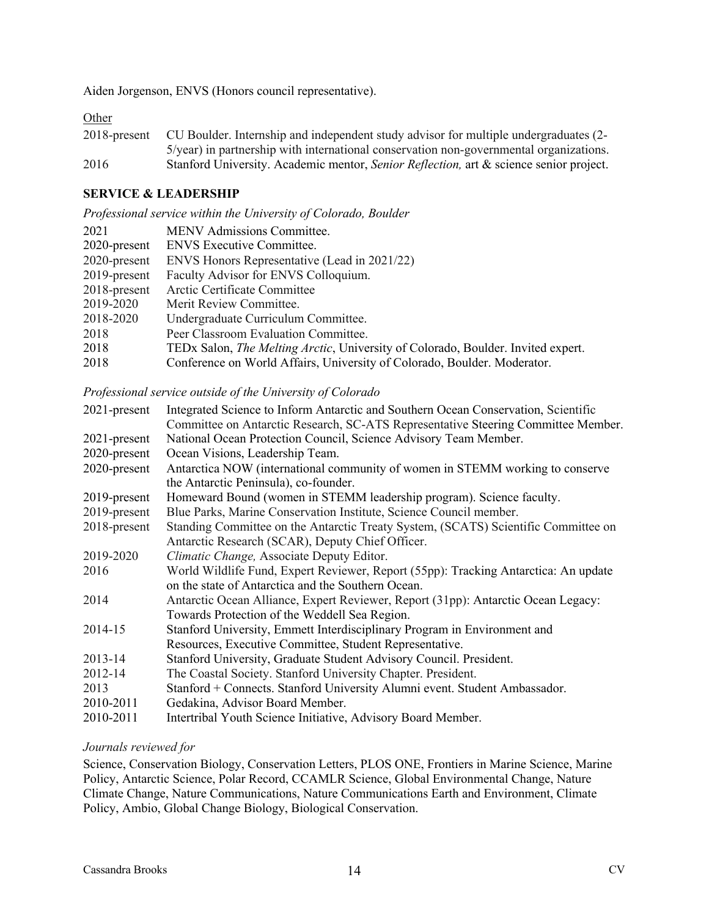Aiden Jorgenson, ENVS (Honors council representative).

Other

| | |
|---|---|
| 2018-present | CU Boulder. Internship and independent study advisor for multiple undergraduates (2-5/year) in partnership with international conservation non-governmental organizations. |
| 2016 | Stanford University. Academic mentor, *Senior Reflection,* art & science senior project. |

## SERVICE & LEADERSHIP

*Professional service within the University of Colorado, Boulder*

| | |
|---|---|
| 2021 | MENV Admissions Committee. |
| 2020-present | ENVS Executive Committee. |
| 2020-present | ENVS Honors Representative (Lead in 2021/22) |
| 2019-present | Faculty Advisor for ENVS Colloquium. |
| 2018-present | Arctic Certificate Committee |
| 2019-2020 | Merit Review Committee. |
| 2018-2020 | Undergraduate Curriculum Committee. |
| 2018 | Peer Classroom Evaluation Committee. |
| 2018 | TEDx Salon, *The Melting Arctic*, University of Colorado, Boulder. Invited expert. |
| 2018 | Conference on World Affairs, University of Colorado, Boulder. Moderator. |

*Professional service outside of the University of Colorado*

| | |
|---|---|
| 2021-present | Integrated Science to Inform Antarctic and Southern Ocean Conservation, Scientific Committee on Antarctic Research, SC-ATS Representative Steering Committee Member. |
| 2021-present | National Ocean Protection Council, Science Advisory Team Member. |
| 2020-present | Ocean Visions, Leadership Team. |
| 2020-present | Antarctica NOW (international community of women in STEMM working to conserve the Antarctic Peninsula), co-founder. |
| 2019-present | Homeward Bound (women in STEMM leadership program). Science faculty. |
| 2019-present | Blue Parks, Marine Conservation Institute, Science Council member. |
| 2018-present | Standing Committee on the Antarctic Treaty System, (SCATS) Scientific Committee on Antarctic Research (SCAR), Deputy Chief Officer. |
| 2019-2020 | *Climatic Change,* Associate Deputy Editor. |
| 2016 | World Wildlife Fund, Expert Reviewer, Report (55pp): Tracking Antarctica: An update on the state of Antarctica and the Southern Ocean. |
| 2014 | Antarctic Ocean Alliance, Expert Reviewer, Report (31pp): Antarctic Ocean Legacy: Towards Protection of the Weddell Sea Region. |
| 2014-15 | Stanford University, Emmett Interdisciplinary Program in Environment and Resources, Executive Committee, Student Representative. |
| 2013-14 | Stanford University, Graduate Student Advisory Council. President. |
| 2012-14 | The Coastal Society. Stanford University Chapter. President. |
| 2013 | Stanford + Connects. Stanford University Alumni event. Student Ambassador. |
| 2010-2011 | Gedakina, Advisor Board Member. |
| 2010-2011 | Intertribal Youth Science Initiative, Advisory Board Member. |

*Journals reviewed for*

Science, Conservation Biology, Conservation Letters, PLOS ONE, Frontiers in Marine Science, Marine Policy, Antarctic Science, Polar Record, CCAMLR Science, Global Environmental Change, Nature Climate Change, Nature Communications, Nature Communications Earth and Environment, Climate Policy, Ambio, Global Change Biology, Biological Conservation.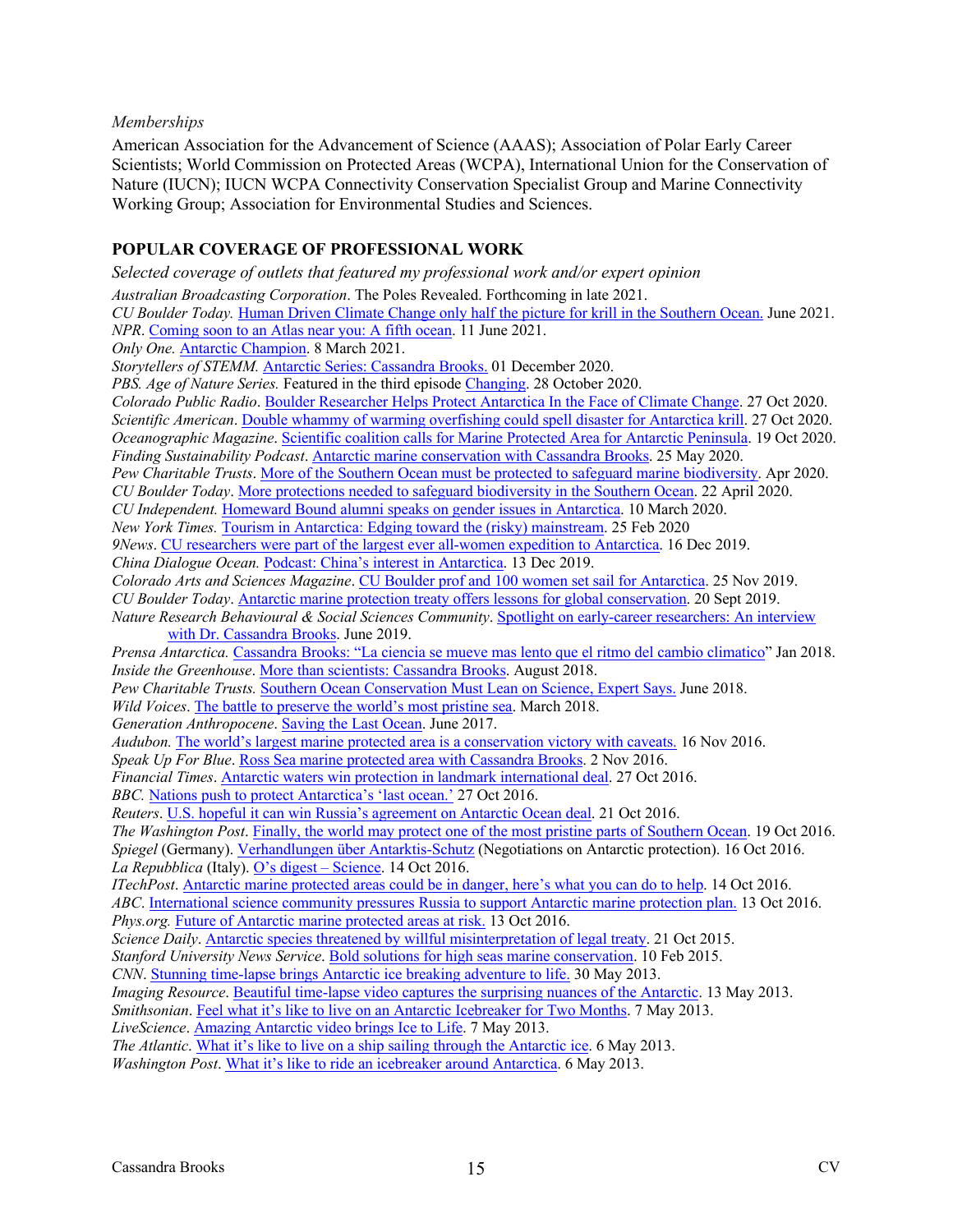*Memberships*

American Association for the Advancement of Science (AAAS); Association of Polar Early Career Scientists; World Commission on Protected Areas (WCPA), International Union for the Conservation of Nature (IUCN); IUCN WCPA Connectivity Conservation Specialist Group and Marine Connectivity Working Group; Association for Environmental Studies and Sciences.

## POPULAR COVERAGE OF PROFESSIONAL WORK

*Selected coverage of outlets that featured my professional work and/or expert opinion*

*Australian Broadcasting Corporation*. The Poles Revealed. Forthcoming in late 2021.
*CU Boulder Today.* Human Driven Climate Change only half the picture for krill in the Southern Ocean. June 2021.
*NPR*. Coming soon to an Atlas near you: A fifth ocean. 11 June 2021.
*Only One.* Antarctic Champion. 8 March 2021.
*Storytellers of STEMM.* Antarctic Series: Cassandra Brooks. 01 December 2020.
*PBS. Age of Nature Series.* Featured in the third episode Changing. 28 October 2020.
*Colorado Public Radio*. Boulder Researcher Helps Protect Antarctica In the Face of Climate Change. 27 Oct 2020.
*Scientific American*. Double whammy of warming overfishing could spell disaster for Antarctica krill. 27 Oct 2020.
*Oceanographic Magazine*. Scientific coalition calls for Marine Protected Area for Antarctic Peninsula. 19 Oct 2020.
*Finding Sustainability Podcast*. Antarctic marine conservation with Cassandra Brooks. 25 May 2020.
*Pew Charitable Trusts*. More of the Southern Ocean must be protected to safeguard marine biodiversity. Apr 2020.
*CU Boulder Today*. More protections needed to safeguard biodiversity in the Southern Ocean. 22 April 2020.
*CU Independent.* Homeward Bound alumni speaks on gender issues in Antarctica. 10 March 2020.
*New York Times.* Tourism in Antarctica: Edging toward the (risky) mainstream. 25 Feb 2020
*9News*. CU researchers were part of the largest ever all-women expedition to Antarctica. 16 Dec 2019.
*China Dialogue Ocean.* Podcast: China's interest in Antarctica. 13 Dec 2019.
*Colorado Arts and Sciences Magazine*. CU Boulder prof and 100 women set sail for Antarctica. 25 Nov 2019.
*CU Boulder Today*. Antarctic marine protection treaty offers lessons for global conservation. 20 Sept 2019.
*Nature Research Behavioural & Social Sciences Community*. Spotlight on early-career researchers: An interview with Dr. Cassandra Brooks. June 2019.
*Prensa Antarctica.* Cassandra Brooks: "La ciencia se mueve mas lento que el ritmo del cambio climatico" Jan 2018.
*Inside the Greenhouse*. More than scientists: Cassandra Brooks. August 2018.
*Pew Charitable Trusts.* Southern Ocean Conservation Must Lean on Science, Expert Says. June 2018.
*Wild Voices*. The battle to preserve the world's most pristine sea. March 2018.
*Generation Anthropocene*. Saving the Last Ocean. June 2017.
*Audubon.* The world's largest marine protected area is a conservation victory with caveats. 16 Nov 2016.
*Speak Up For Blue*. Ross Sea marine protected area with Cassandra Brooks. 2 Nov 2016.
*Financial Times*. Antarctic waters win protection in landmark international deal. 27 Oct 2016.
*BBC.* Nations push to protect Antarctica's 'last ocean.' 27 Oct 2016.
*Reuters*. U.S. hopeful it can win Russia's agreement on Antarctic Ocean deal. 21 Oct 2016.
*The Washington Post*. Finally, the world may protect one of the most pristine parts of Southern Ocean. 19 Oct 2016.
*Spiegel* (Germany). Verhandlungen über Antarktis-Schutz (Negotiations on Antarctic protection). 16 Oct 2016.
*La Repubblica* (Italy). O's digest – Science. 14 Oct 2016.
*ITechPost*. Antarctic marine protected areas could be in danger, here's what you can do to help. 14 Oct 2016.
*ABC*. International science community pressures Russia to support Antarctic marine protection plan. 13 Oct 2016.
*Phys.org.* Future of Antarctic marine protected areas at risk. 13 Oct 2016.
*Science Daily*. Antarctic species threatened by willful misinterpretation of legal treaty. 21 Oct 2015.
*Stanford University News Service*. Bold solutions for high seas marine conservation. 10 Feb 2015.
*CNN*. Stunning time-lapse brings Antarctic ice breaking adventure to life. 30 May 2013.
*Imaging Resource*. Beautiful time-lapse video captures the surprising nuances of the Antarctic. 13 May 2013.
*Smithsonian*. Feel what it's like to live on an Antarctic Icebreaker for Two Months. 7 May 2013.
*LiveScience*. Amazing Antarctic video brings Ice to Life. 7 May 2013.
*The Atlantic*. What it's like to live on a ship sailing through the Antarctic ice. 6 May 2013.
*Washington Post*. What it's like to ride an icebreaker around Antarctica. 6 May 2013.